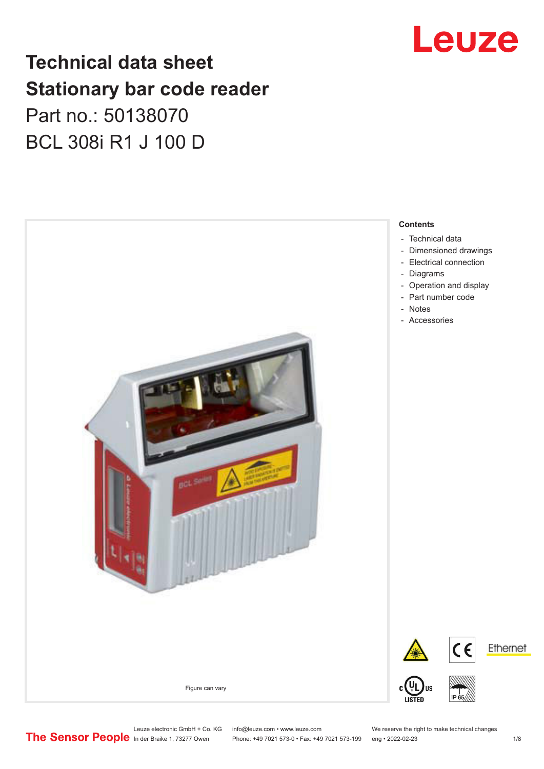# Technical data sheet
# Stationary bar code reader

Part no.: 50138070

BCL 308i R1 J 100 D

Figure can vary

**Contents**

- Technical data
- Dimensioned drawings
- Electrical connection
- Diagrams
- Operation and display
- Part number code
- Notes
- Accessories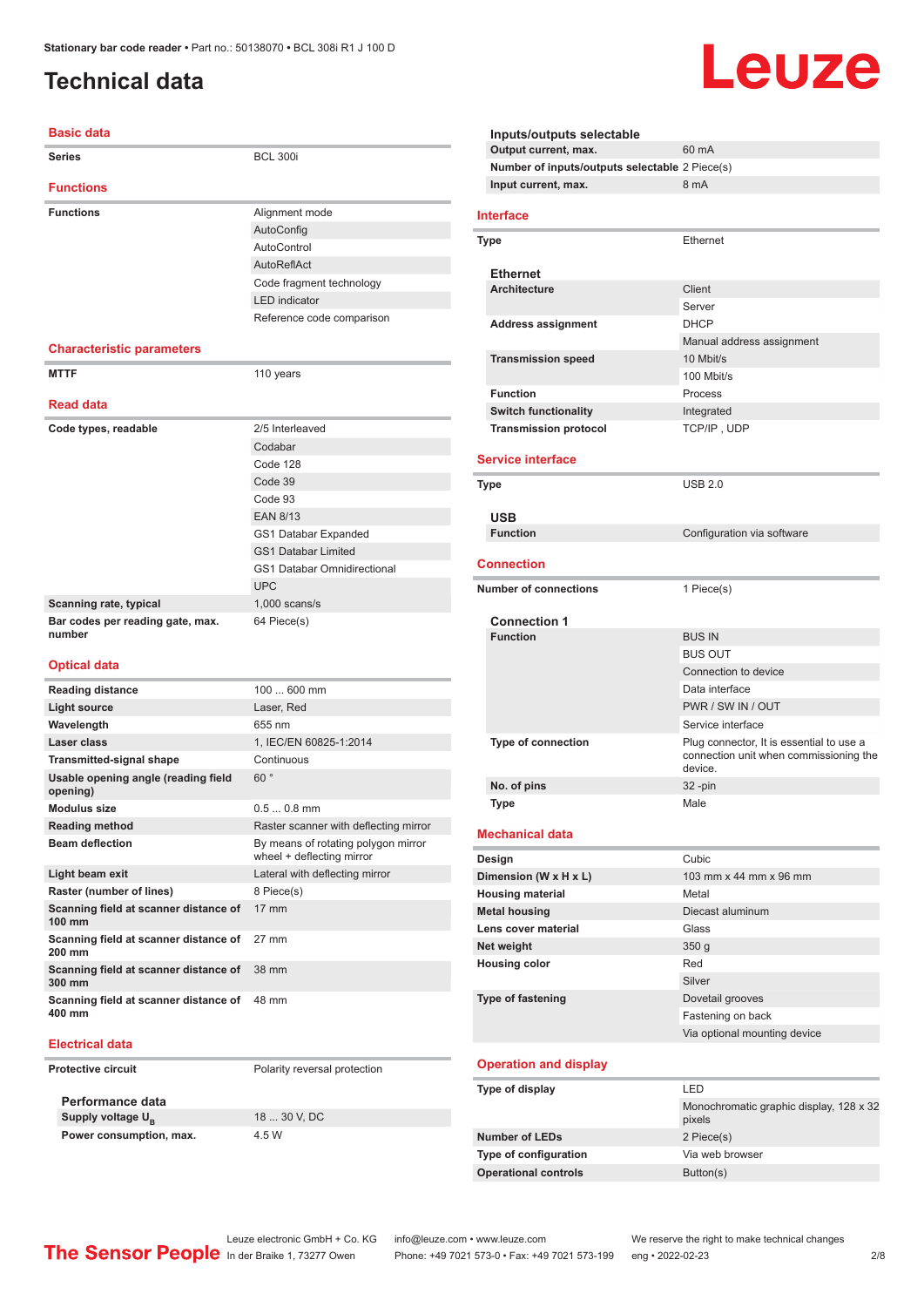# Technical data

## Basic data

| | |
|---|---|
| **Series** | BCL 300i |

## Functions

| | |
|---|---|
| **Functions** | Alignment mode |
| | AutoConfig |
| | AutoControl |
| | AutoReflAct |
| | Code fragment technology |
| | LED indicator |
| | Reference code comparison |

## Characteristic parameters

| | |
|---|---|
| **MTTF** | 110 years |

## Read data

| | |
|---|---|
| **Code types, readable** | 2/5 Interleaved |
| | Codabar |
| | Code 128 |
| | Code 39 |
| | Code 93 |
| | EAN 8/13 |
| | GS1 Databar Expanded |
| | GS1 Databar Limited |
| | GS1 Databar Omnidirectional |
| | UPC |
| **Scanning rate, typical** | 1,000 scans/s |
| **Bar codes per reading gate, max. number** | 64 Piece(s) |

## Optical data

| | |
|---|---|
| **Reading distance** | 100 ... 600 mm |
| **Light source** | Laser, Red |
| **Wavelength** | 655 nm |
| **Laser class** | 1, IEC/EN 60825-1:2014 |
| **Transmitted-signal shape** | Continuous |
| **Usable opening angle (reading field opening)** | 60 ° |
| **Modulus size** | 0.5 ... 0.8 mm |
| **Reading method** | Raster scanner with deflecting mirror |
| **Beam deflection** | By means of rotating polygon mirror wheel + deflecting mirror |
| **Light beam exit** | Lateral with deflecting mirror |
| **Raster (number of lines)** | 8 Piece(s) |
| **Scanning field at scanner distance of 100 mm** | 17 mm |
| **Scanning field at scanner distance of 200 mm** | 27 mm |
| **Scanning field at scanner distance of 300 mm** | 38 mm |
| **Scanning field at scanner distance of 400 mm** | 48 mm |

## Electrical data

| | |
|---|---|
| **Protective circuit** | Polarity reversal protection |

### Performance data

| | |
|---|---|
| **Supply voltage $U_B$** | 18 ... 30 V, DC |
| **Power consumption, max.** | 4.5 W |

### Inputs/outputs selectable

| | |
|---|---|
| **Output current, max.** | 60 mA |
| **Number of inputs/outputs selectable** | 2 Piece(s) |
| **Input current, max.** | 8 mA |

## Interface

| | |
|---|---|
| **Type** | Ethernet |

### Ethernet

| | |
|---|---|
| **Architecture** | Client |
| | Server |
| **Address assignment** | DHCP |
| | Manual address assignment |
| **Transmission speed** | 10 Mbit/s |
| | 100 Mbit/s |
| **Function** | Process |
| **Switch functionality** | Integrated |
| **Transmission protocol** | TCP/IP , UDP |

## Service interface

| | |
|---|---|
| **Type** | USB 2.0 |

### USB

| | |
|---|---|
| **Function** | Configuration via software |

## Connection

| | |
|---|---|
| **Number of connections** | 1 Piece(s) |

### Connection 1

| | |
|---|---|
| **Function** | BUS IN |
| | BUS OUT |
| | Connection to device |
| | Data interface |
| | PWR / SW IN / OUT |
| | Service interface |
| **Type of connection** | Plug connector, It is essential to use a connection unit when commissioning the device. |
| **No. of pins** | 32 -pin |
| **Type** | Male |

## Mechanical data

| | |
|---|---|
| **Design** | Cubic |
| **Dimension (W x H x L)** | 103 mm x 44 mm x 96 mm |
| **Housing material** | Metal |
| **Metal housing** | Diecast aluminum |
| **Lens cover material** | Glass |
| **Net weight** | 350 g |
| **Housing color** | Red |
| | Silver |
| **Type of fastening** | Dovetail grooves |
| | Fastening on back |
| | Via optional mounting device |

## Operation and display

| | |
|---|---|
| **Type of display** | LED |
| | Monochromatic graphic display, 128 x 32 pixels |
| **Number of LEDs** | 2 Piece(s) |
| **Type of configuration** | Via web browser |
| **Operational controls** | Button(s) |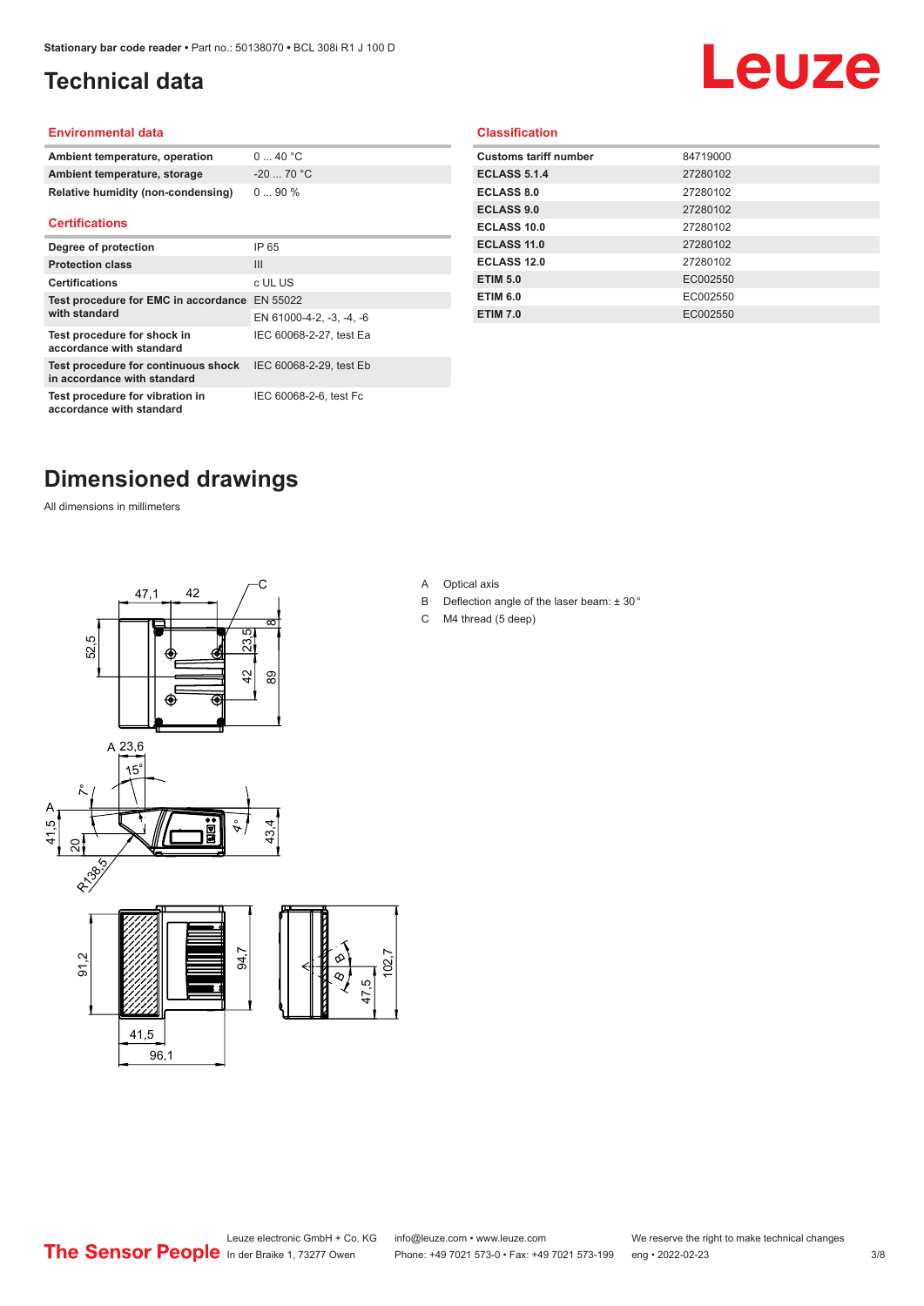# Technical data

## Environmental data

| | |
|---|---|
| Ambient temperature, operation | 0 ... 40 °C |
| Ambient temperature, storage | -20 ... 70 °C |
| Relative humidity (non-condensing) | 0 ... 90 % |

## Certifications

| | |
|---|---|
| Degree of protection | IP 65 |
| Protection class | III |
| Certifications | c UL US |
| Test procedure for EMC in accordance with standard | EN 55022 |
| | EN 61000-4-2, -3, -4, -6 |
| Test procedure for shock in accordance with standard | IEC 60068-2-27, test Ea |
| Test procedure for continuous shock in accordance with standard | IEC 60068-2-29, test Eb |
| Test procedure for vibration in accordance with standard | IEC 60068-2-6, test Fc |

## Classification

| | |
|---|---|
| Customs tariff number | 84719000 |
| ECLASS 5.1.4 | 27280102 |
| ECLASS 8.0 | 27280102 |
| ECLASS 9.0 | 27280102 |
| ECLASS 10.0 | 27280102 |
| ECLASS 11.0 | 27280102 |
| ECLASS 12.0 | 27280102 |
| ETIM 5.0 | EC002550 |
| ETIM 6.0 | EC002550 |
| ETIM 7.0 | EC002550 |

# Dimensioned drawings

All dimensions in millimeters

A Optical axis

B Deflection angle of the laser beam: ± 30 °

C M4 thread (5 deep)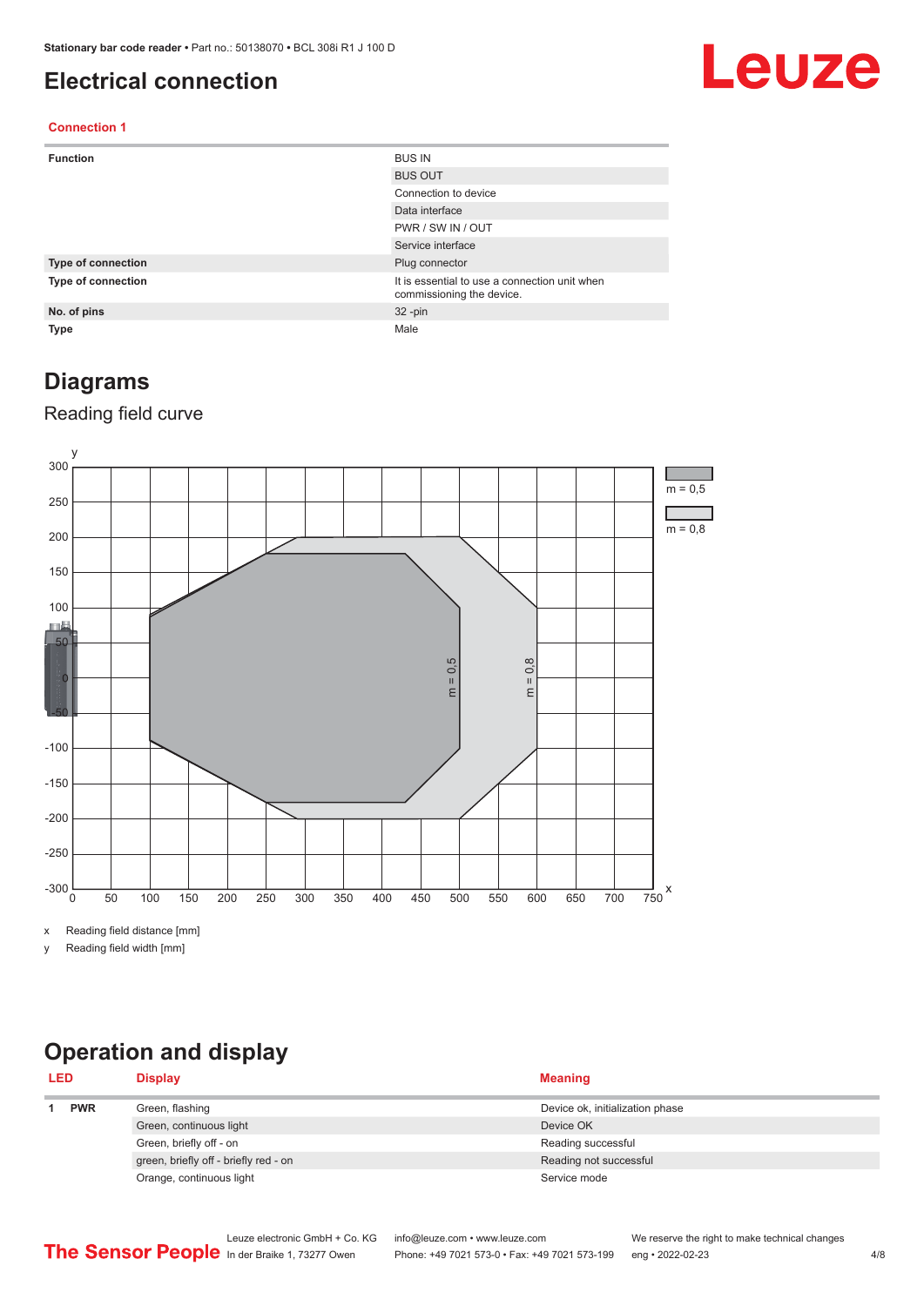# Electrical connection

### Connection 1

| | |
|---|---|
| **Function** | BUS IN |
| | BUS OUT |
| | Connection to device |
| | Data interface |
| | PWR / SW IN / OUT |
| | Service interface |
| **Type of connection** | Plug connector |
| **Type of connection** | It is essential to use a connection unit when commissioning the device. |
| **No. of pins** | 32 -pin |
| **Type** | Male |

# Diagrams

## Reading field curve

x Reading field distance [mm]

y Reading field width [mm]

# Operation and display

| LED | | Display | Meaning |
|---|---|---|---|
| 1 | **PWR** | Green, flashing | Device ok, initialization phase |
| | | Green, continuous light | Device OK |
| | | Green, briefly off - on | Reading successful |
| | | green, briefly off - briefly red - on | Reading not successful |
| | | Orange, continuous light | Service mode |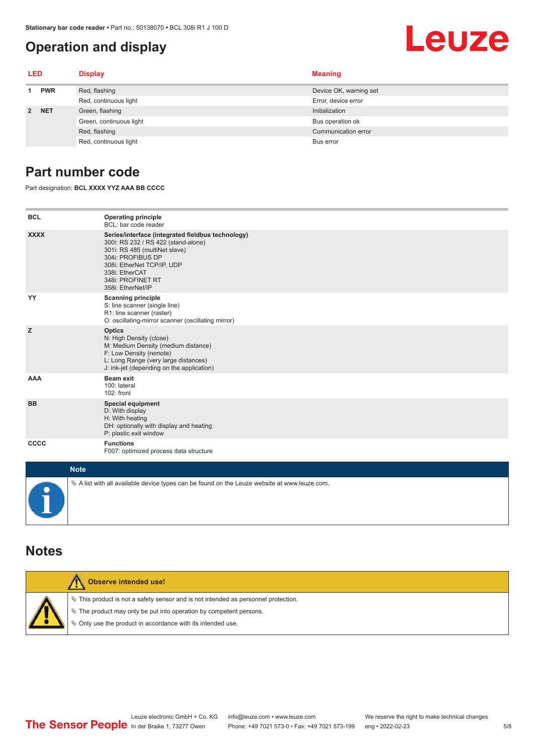## Operation and display

| LED | | Display | Meaning |
|---|---|---|---|
| 1 | PWR | Red, flashing | Device OK, warning set |
| | | Red, continuous light | Error, device error |
| 2 | NET | Green, flashing | Initialization |
| | | Green, continuous light | Bus operation ok |
| | | Red, flashing | Communication error |
| | | Red, continuous light | Bus error |

## Part number code

Part designation: **BCL XXXX YYZ AAA BB CCCC**

| | |
|---|---|
| **BCL** | **Operating principle**<br>BCL: bar code reader |
| **XXXX** | **Series/interface (integrated fieldbus technology)**<br>300i: RS 232 / RS 422 (stand-alone)<br>301i: RS 485 (multiNet slave)<br>304i: PROFIBUS DP<br>308i: EtherNet TCP/IP, UDP<br>338i: EtherCAT<br>348i: PROFINET RT<br>358i: EtherNet/IP |
| **YY** | **Scanning principle**<br>S: line scanner (single line)<br>R1: line scanner (raster)<br>O: oscillating-mirror scanner (oscillating mirror) |
| **Z** | **Optics**<br>N: High Density (close)<br>M: Medium Density (medium distance)<br>F: Low Density (remote)<br>L: Long Range (very large distances)<br>J: ink-jet (depending on the application) |
| **AAA** | **Beam exit**<br>100: lateral<br>102: front |
| **BB** | **Special equipment**<br>D: With display<br>H: With heating<br>DH: optionally with display and heating<br>P: plastic exit window |
| **CCCC** | **Functions**<br>F007: optimized process data structure |

**Note**

- A list with all available device types can be found on the Leuze website at www.leuze.com.

## Notes

**Observe intended use!**

- This product is not a safety sensor and is not intended as personnel protection.
- The product may only be put into operation by competent persons.
- Only use the product in accordance with its intended use.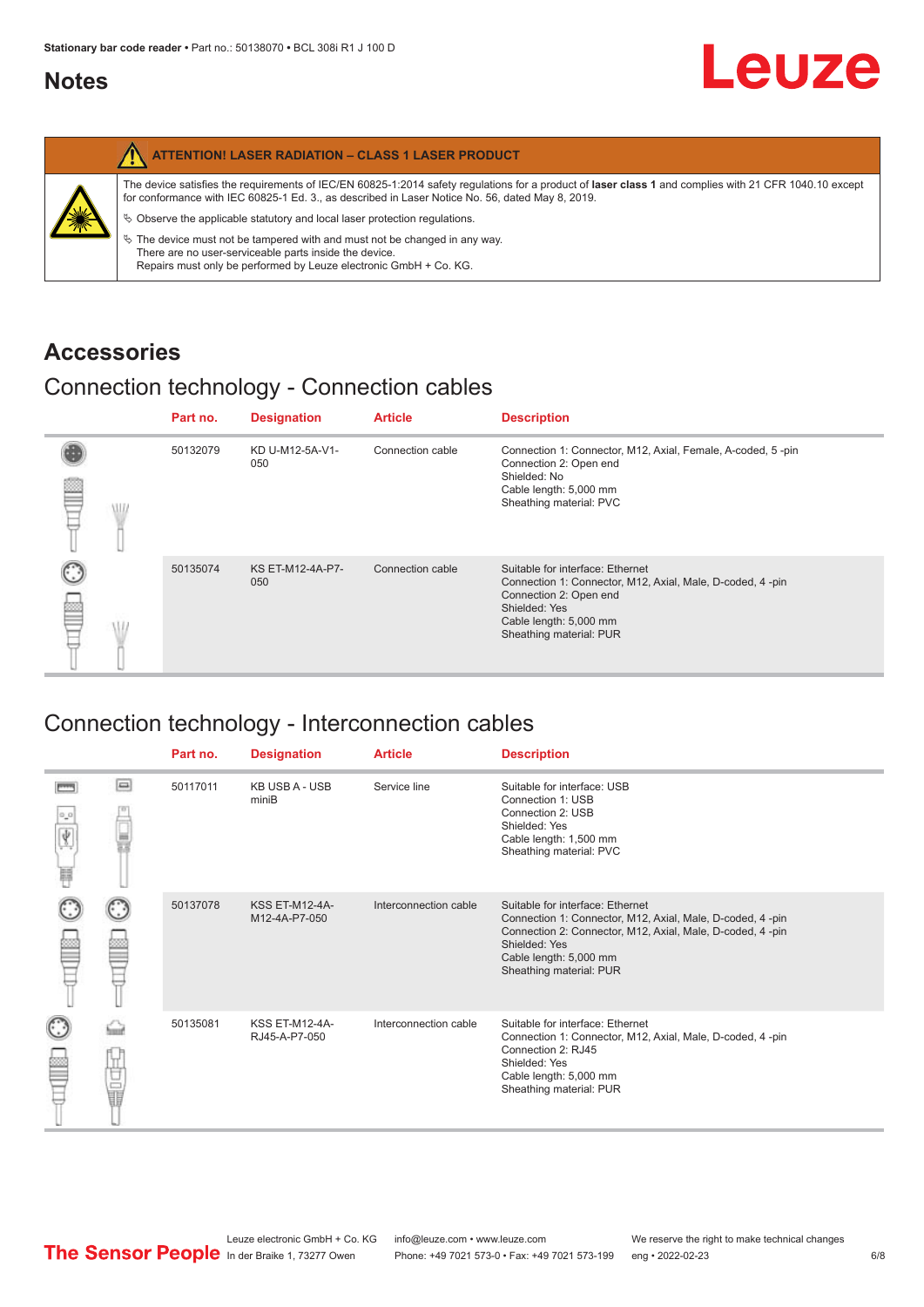## Notes

**ATTENTION! LASER RADIATION – CLASS 1 LASER PRODUCT**

The device satisfies the requirements of IEC/EN 60825-1:2014 safety regulations for a product of **laser class 1** and complies with 21 CFR 1040.10 except for conformance with IEC 60825-1 Ed. 3., as described in Laser Notice No. 56, dated May 8, 2019.

↳ Observe the applicable statutory and local laser protection regulations.

↳ The device must not be tampered with and must not be changed in any way.
There are no user-serviceable parts inside the device.
Repairs must only be performed by Leuze electronic GmbH + Co. KG.

# Accessories

## Connection technology - Connection cables

| Part no. | Designation | Article | Description |
| --- | --- | --- | --- |
| 50132079 | KD U-M12-5A-V1-050 | Connection cable | Connection 1: Connector, M12, Axial, Female, A-coded, 5 -pin<br>Connection 2: Open end<br>Shielded: No<br>Cable length: 5,000 mm<br>Sheathing material: PVC |
| 50135074 | KS ET-M12-4A-P7-050 | Connection cable | Suitable for interface: Ethernet<br>Connection 1: Connector, M12, Axial, Male, D-coded, 4 -pin<br>Connection 2: Open end<br>Shielded: Yes<br>Cable length: 5,000 mm<br>Sheathing material: PUR |

## Connection technology - Interconnection cables

| Part no. | Designation | Article | Description |
| --- | --- | --- | --- |
| 50117011 | KB USB A - USB miniB | Service line | Suitable for interface: USB<br>Connection 1: USB<br>Connection 2: USB<br>Shielded: Yes<br>Cable length: 1,500 mm<br>Sheathing material: PVC |
| 50137078 | KSS ET-M12-4A-M12-4A-P7-050 | Interconnection cable | Suitable for interface: Ethernet<br>Connection 1: Connector, M12, Axial, Male, D-coded, 4 -pin<br>Connection 2: Connector, M12, Axial, Male, D-coded, 4 -pin<br>Shielded: Yes<br>Cable length: 5,000 mm<br>Sheathing material: PUR |
| 50135081 | KSS ET-M12-4A-RJ45-A-P7-050 | Interconnection cable | Suitable for interface: Ethernet<br>Connection 1: Connector, M12, Axial, Male, D-coded, 4 -pin<br>Connection 2: RJ45<br>Shielded: Yes<br>Cable length: 5,000 mm<br>Sheathing material: PUR |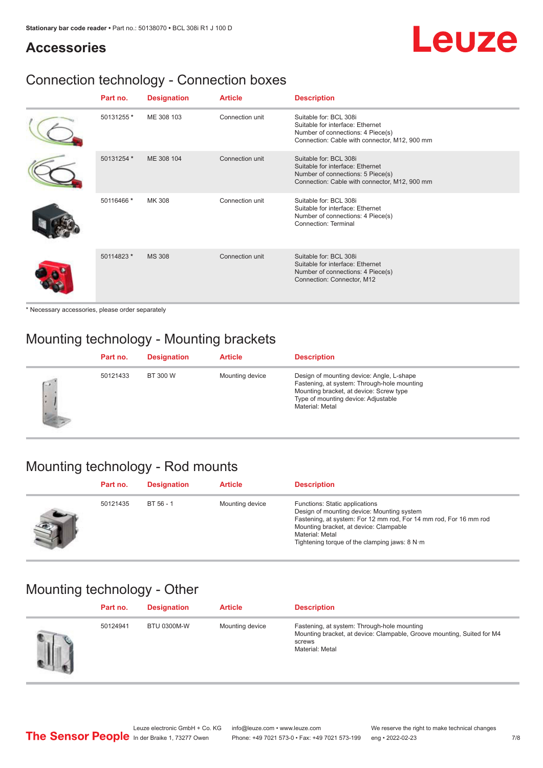# Accessories

## Connection technology - Connection boxes

| Part no. | Designation | Article | Description |
|---|---|---|---|
| 50131255 * | ME 308 103 | Connection unit | Suitable for: BCL 308i<br>Suitable for interface: Ethernet<br>Number of connections: 4 Piece(s)<br>Connection: Cable with connector, M12, 900 mm |
| 50131254 * | ME 308 104 | Connection unit | Suitable for: BCL 308i<br>Suitable for interface: Ethernet<br>Number of connections: 5 Piece(s)<br>Connection: Cable with connector, M12, 900 mm |
| 50116466 * | MK 308 | Connection unit | Suitable for: BCL 308i<br>Suitable for interface: Ethernet<br>Number of connections: 4 Piece(s)<br>Connection: Terminal |
| 50114823 * | MS 308 | Connection unit | Suitable for: BCL 308i<br>Suitable for interface: Ethernet<br>Number of connections: 4 Piece(s)<br>Connection: Connector, M12 |

* Necessary accessories, please order separately

## Mounting technology - Mounting brackets

| Part no. | Designation | Article | Description |
|---|---|---|---|
| 50121433 | BT 300 W | Mounting device | Design of mounting device: Angle, L-shape<br>Fastening, at system: Through-hole mounting<br>Mounting bracket, at device: Screw type<br>Type of mounting device: Adjustable<br>Material: Metal |

## Mounting technology - Rod mounts

| Part no. | Designation | Article | Description |
|---|---|---|---|
| 50121435 | BT 56 - 1 | Mounting device | Functions: Static applications<br>Design of mounting device: Mounting system<br>Fastening, at system: For 12 mm rod, For 14 mm rod, For 16 mm rod<br>Mounting bracket, at device: Clampable<br>Material: Metal<br>Tightening torque of the clamping jaws: 8 N·m |

## Mounting technology - Other

| Part no. | Designation | Article | Description |
|---|---|---|---|
| 50124941 | BTU 0300M-W | Mounting device | Fastening, at system: Through-hole mounting<br>Mounting bracket, at device: Clampable, Groove mounting, Suited for M4 screws<br>Material: Metal |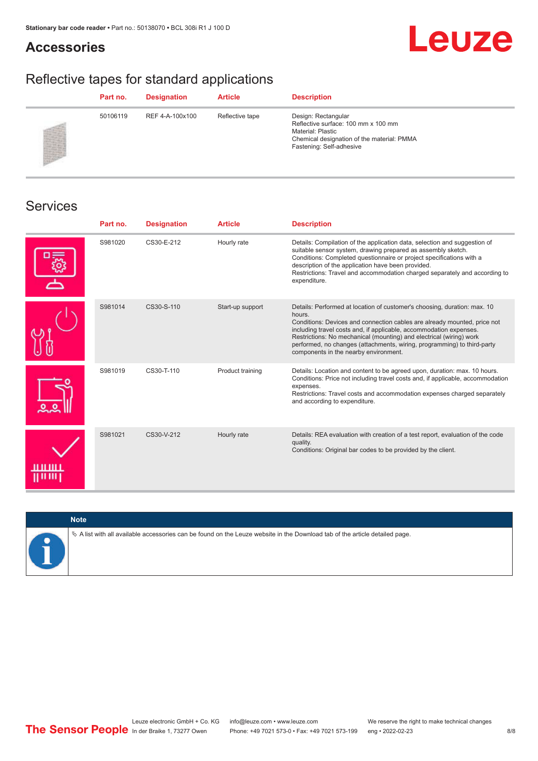## Accessories

### Reflective tapes for standard applications

| | Part no. | Designation | Article | Description |
|---|---|---|---|---|
| | 50106119 | REF 4-A-100x100 | Reflective tape | Design: Rectangular<br>Reflective surface: 100 mm x 100 mm<br>Material: Plastic<br>Chemical designation of the material: PMMA<br>Fastening: Self-adhesive |

### Services

| | Part no. | Designation | Article | Description |
|---|---|---|---|---|
| | S981020 | CS30-E-212 | Hourly rate | Details: Compilation of the application data, selection and suggestion of suitable sensor system, drawing prepared as assembly sketch.<br>Conditions: Completed questionnaire or project specifications with a description of the application have been provided.<br>Restrictions: Travel and accommodation charged separately and according to expenditure. |
| | S981014 | CS30-S-110 | Start-up support | Details: Performed at location of customer's choosing, duration: max. 10 hours.<br>Conditions: Devices and connection cables are already mounted, price not including travel costs and, if applicable, accommodation expenses.<br>Restrictions: No mechanical (mounting) and electrical (wiring) work performed, no changes (attachments, wiring, programming) to third-party components in the nearby environment. |
| | S981019 | CS30-T-110 | Product training | Details: Location and content to be agreed upon, duration: max. 10 hours.<br>Conditions: Price not including travel costs and, if applicable, accommodation expenses.<br>Restrictions: Travel costs and accommodation expenses charged separately and according to expenditure. |
| | S981021 | CS30-V-212 | Hourly rate | Details: REA evaluation with creation of a test report, evaluation of the code quality.<br>Conditions: Original bar codes to be provided by the client. |

**Note**

A list with all available accessories can be found on the Leuze website in the Download tab of the article detailed page.